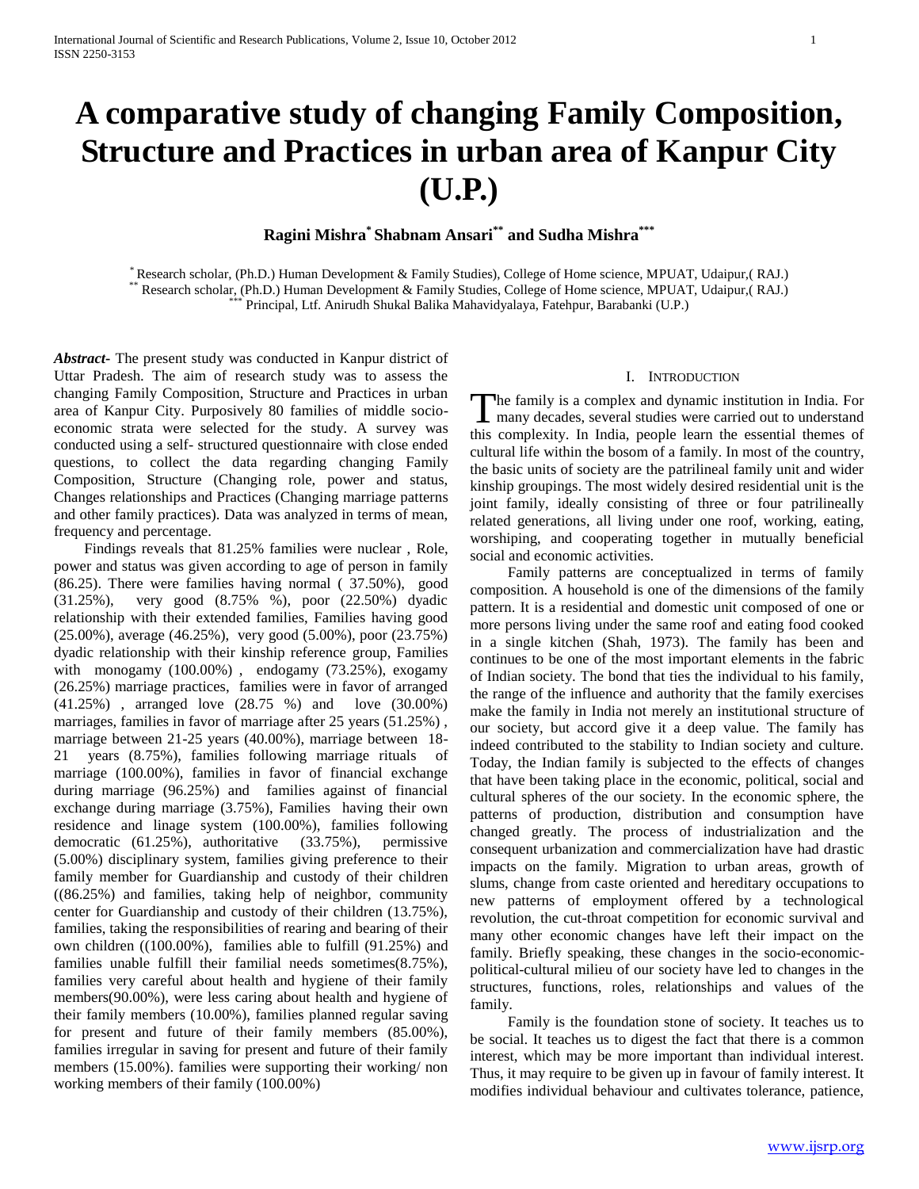# A comparative study of changing Family Composition, Structure and Practices in urban area of Kanpur City (U.P.)

**Ragini Mishra[*] Shabnam Ansari[**] and Sudha Mishra[***]**

[*] Research scholar, (Ph.D.) Human Development & Family Studies), College of Home science, MPUAT, Udaipur,( RAJ.)
[**] Research scholar, (Ph.D.) Human Development & Family Studies, College of Home science, MPUAT, Udaipur,( RAJ.)
[***] Principal, Ltf. Anirudh Shukal Balika Mahavidyalaya, Fatehpur, Barabanki (U.P.)

***Abstract*-** The present study was conducted in Kanpur district of Uttar Pradesh. The aim of research study was to assess the changing Family Composition, Structure and Practices in urban area of Kanpur City. Purposively 80 families of middle socio-economic strata were selected for the study. A survey was conducted using a self- structured questionnaire with close ended questions, to collect the data regarding changing Family Composition, Structure (Changing role, power and status, Changes relationships and Practices (Changing marriage patterns and other family practices). Data was analyzed in terms of mean, frequency and percentage.

Findings reveals that 81.25% families were nuclear , Role, power and status was given according to age of person in family (86.25). There were families having normal ( 37.50%), good (31.25%), very good (8.75% %), poor (22.50%) dyadic relationship with their extended families, Families having good (25.00%), average (46.25%), very good (5.00%), poor (23.75%) dyadic relationship with their kinship reference group, Families with monogamy (100.00%) , endogamy (73.25%), exogamy (26.25%) marriage practices, families were in favor of arranged (41.25%) , arranged love (28.75 %) and love (30.00%) marriages, families in favor of marriage after 25 years (51.25%) , marriage between 21-25 years (40.00%), marriage between 18-21 years (8.75%), families following marriage rituals of marriage (100.00%), families in favor of financial exchange during marriage (96.25%) and families against of financial exchange during marriage (3.75%), Families having their own residence and linage system (100.00%), families following democratic (61.25%), authoritative (33.75%), permissive (5.00%) disciplinary system, families giving preference to their family member for Guardianship and custody of their children ((86.25%) and families, taking help of neighbor, community center for Guardianship and custody of their children (13.75%), families, taking the responsibilities of rearing and bearing of their own children ((100.00%), families able to fulfill (91.25%) and families unable fulfill their familial needs sometimes(8.75%), families very careful about health and hygiene of their family members(90.00%), were less caring about health and hygiene of their family members (10.00%), families planned regular saving for present and future of their family members (85.00%), families irregular in saving for present and future of their family members (15.00%). families were supporting their working/ non working members of their family (100.00%)

## I. Introduction

The family is a complex and dynamic institution in India. For many decades, several studies were carried out to understand this complexity. In India, people learn the essential themes of cultural life within the bosom of a family. In most of the country, the basic units of society are the patrilineal family unit and wider kinship groupings. The most widely desired residential unit is the joint family, ideally consisting of three or four patrilineally related generations, all living under one roof, working, eating, worshiping, and cooperating together in mutually beneficial social and economic activities.

Family patterns are conceptualized in terms of family composition. A household is one of the dimensions of the family pattern. It is a residential and domestic unit composed of one or more persons living under the same roof and eating food cooked in a single kitchen (Shah, 1973). The family has been and continues to be one of the most important elements in the fabric of Indian society. The bond that ties the individual to his family, the range of the influence and authority that the family exercises make the family in India not merely an institutional structure of our society, but accord give it a deep value. The family has indeed contributed to the stability to Indian society and culture. Today, the Indian family is subjected to the effects of changes that have been taking place in the economic, political, social and cultural spheres of the our society. In the economic sphere, the patterns of production, distribution and consumption have changed greatly. The process of industrialization and the consequent urbanization and commercialization have had drastic impacts on the family. Migration to urban areas, growth of slums, change from caste oriented and hereditary occupations to new patterns of employment offered by a technological revolution, the cut-throat competition for economic survival and many other economic changes have left their impact on the family. Briefly speaking, these changes in the socio-economic-political-cultural milieu of our society have led to changes in the structures, functions, roles, relationships and values of the family.

Family is the foundation stone of society. It teaches us to be social. It teaches us to digest the fact that there is a common interest, which may be more important than individual interest. Thus, it may require to be given up in favour of family interest. It modifies individual behaviour and cultivates tolerance, patience,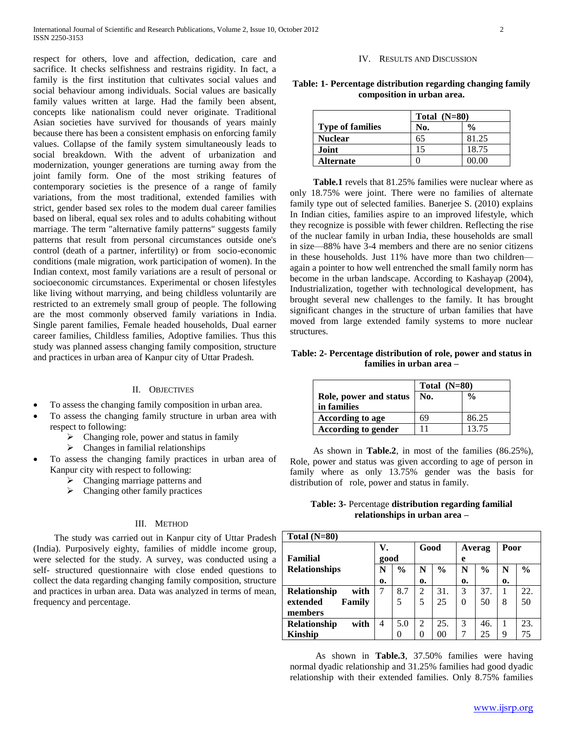respect for others, love and affection, dedication, care and sacrifice. It checks selfishness and restrains rigidity. In fact, a family is the first institution that cultivates social values and social behaviour among individuals. Social values are basically family values written at large. Had the family been absent, concepts like nationalism could never originate. Traditional Asian societies have survived for thousands of years mainly because there has been a consistent emphasis on enforcing family values. Collapse of the family system simultaneously leads to social breakdown. With the advent of urbanization and modernization, younger generations are turning away from the joint family form. One of the most striking features of contemporary societies is the presence of a range of family variations, from the most traditional, extended families with strict, gender based sex roles to the modem dual career families based on liberal, equal sex roles and to adults cohabiting without marriage. The term "alternative family patterns" suggests family patterns that result from personal circumstances outside one's control (death of a partner, infertility) or from socio-economic conditions (male migration, work participation of women). In the Indian context, most family variations are a result of personal or socioeconomic circumstances. Experimental or chosen lifestyles like living without marrying, and being childless voluntarily are restricted to an extremely small group of people. The following are the most commonly observed family variations in India. Single parent families, Female headed households, Dual earner career families, Childless families, Adoptive families. Thus this study was planned assess changing family composition, structure and practices in urban area of Kanpur city of Uttar Pradesh.

## II. Objectives

- To assess the changing family composition in urban area.
- To assess the changing family structure in urban area with respect to following:
  - Changing role, power and status in family
  - Changes in familial relationships
- To assess the changing family practices in urban area of Kanpur city with respect to following:
  - Changing marriage patterns and
  - Changing other family practices

## III. Method

The study was carried out in Kanpur city of Uttar Pradesh (India). Purposively eighty, families of middle income group, were selected for the study. A survey, was conducted using a self- structured questionnaire with close ended questions to collect the data regarding changing family composition, structure and practices in urban area. Data was analyzed in terms of mean, frequency and percentage.

## IV. Results and Discussion

**Table: 1- Percentage distribution regarding changing family composition in urban area.**

| Type of families | Total (N=80) No. | % |
|---|---|---|
| **Nuclear** | 65 | 81.25 |
| **Joint** | 15 | 18.75 |
| **Alternate** | 0 | 00.00 |

**Table.1** revels that 81.25% families were nuclear where as only 18.75% were joint. There were no families of alternate family type out of selected families. Banerjee S. (2010) explains In Indian cities, families aspire to an improved lifestyle, which they recognize is possible with fewer children. Reflecting the rise of the nuclear family in urban India, these households are small in size—88% have 3-4 members and there are no senior citizens in these households. Just 11% have more than two children—again a pointer to how well entrenched the small family norm has become in the urban landscape. According to Kashayap (2004), Industrialization, together with technological development, has brought several new challenges to the family. It has brought significant changes in the structure of urban families that have moved from large extended family systems to more nuclear structures.

**Table: 2- Percentage distribution of role, power and status in families in urban area –**

| Role, power and status in families | Total (N=80) No. | % |
|---|---|---|
| **According to age** | 69 | 86.25 |
| **According to gender** | 11 | 13.75 |

As shown in **Table.2**, in most of the families (86.25%), Role, power and status was given according to age of person in family where as only 13.75% gender was the basis for distribution of role, power and status in family.

**Table: 3-** Percentage **distribution regarding familial relationships in urban area –**

| Familial Relationships | V. good No. | V. good % | Good No. | Good % | Average No. | Average % | Poor No. | Poor % |
|---|---|---|---|---|---|---|---|---|
| **Relationship with extended Family members** | 7 | 8.75 | 25 | 31.25 | 30 | 37.50 | 18 | 22.50 |
| **Relationship with Kinship** | 4 | 5.00 | 20 | 25.00 | 37 | 46.25 | 19 | 23.75 |

Total (N=80)

As shown in **Table.3**, 37.50% families were having normal dyadic relationship and 31.25% families had good dyadic relationship with their extended families. Only 8.75% families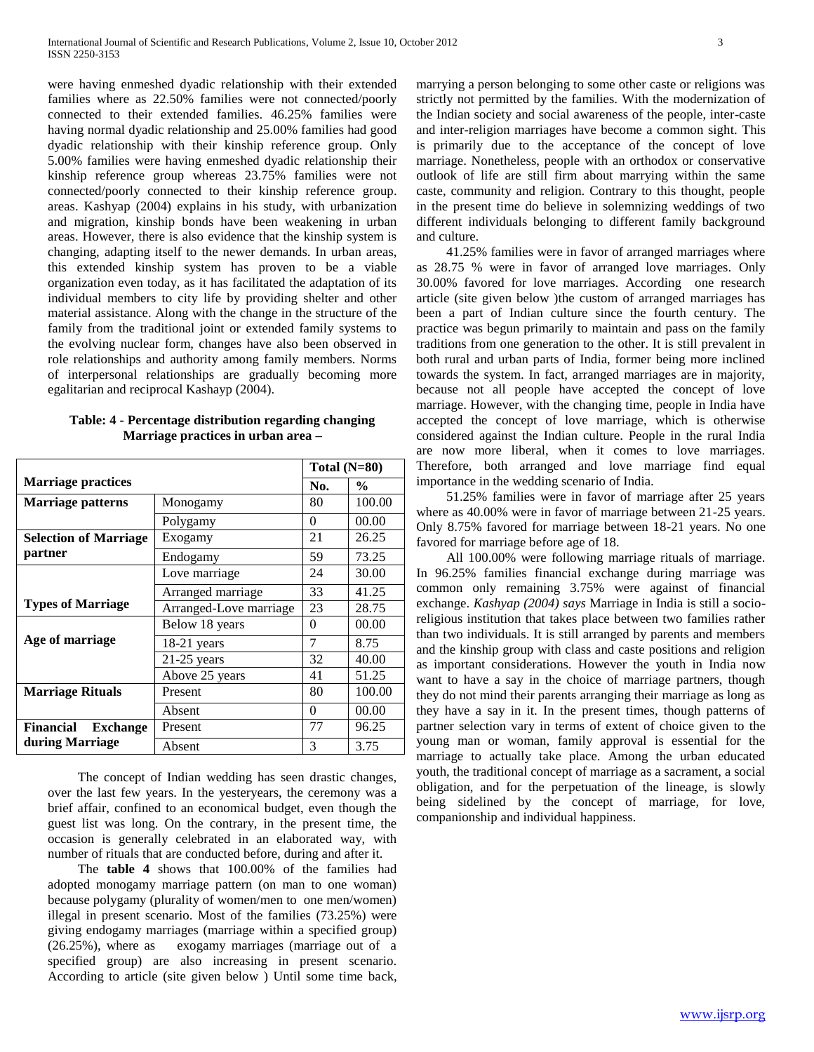were having enmeshed dyadic relationship with their extended families where as 22.50% families were not connected/poorly connected to their extended families. 46.25% families were having normal dyadic relationship and 25.00% families had good dyadic relationship with their kinship reference group. Only 5.00% families were having enmeshed dyadic relationship their kinship reference group whereas 23.75% families were not connected/poorly connected to their kinship reference group. areas. Kashyap (2004) explains in his study, with urbanization and migration, kinship bonds have been weakening in urban areas. However, there is also evidence that the kinship system is changing, adapting itself to the newer demands. In urban areas, this extended kinship system has proven to be a viable organization even today, as it has facilitated the adaptation of its individual members to city life by providing shelter and other material assistance. Along with the change in the structure of the family from the traditional joint or extended family systems to the evolving nuclear form, changes have also been observed in role relationships and authority among family members. Norms of interpersonal relationships are gradually becoming more egalitarian and reciprocal Kashayp (2004).

**Table: 4 - Percentage distribution regarding changing Marriage practices in urban area –**

| Marriage practices | | Total (N=80) | |
|---|---|---|---|
| | | No. | % |
| **Marriage patterns** | Monogamy | 80 | 100.00 |
| | Polygamy | 0 | 00.00 |
| **Selection of Marriage partner** | Exogamy | 21 | 26.25 |
| | Endogamy | 59 | 73.25 |
| **Types of Marriage** | Love marriage | 24 | 30.00 |
| | Arranged marriage | 33 | 41.25 |
| | Arranged-Love marriage | 23 | 28.75 |
| **Age of marriage** | Below 18 years | 0 | 00.00 |
| | 18-21 years | 7 | 8.75 |
| | 21-25 years | 32 | 40.00 |
| | Above 25 years | 41 | 51.25 |
| **Marriage Rituals** | Present | 80 | 100.00 |
| | Absent | 0 | 00.00 |
| **Financial Exchange during Marriage** | Present | 77 | 96.25 |
| | Absent | 3 | 3.75 |

The concept of Indian wedding has seen drastic changes, over the last few years. In the yesteryears, the ceremony was a brief affair, confined to an economical budget, even though the guest list was long. On the contrary, in the present time, the occasion is generally celebrated in an elaborated way, with number of rituals that are conducted before, during and after it.

The **table 4** shows that 100.00% of the families had adopted monogamy marriage pattern (on man to one woman) because polygamy (plurality of women/men to one men/women) illegal in present scenario. Most of the families (73.25%) were giving endogamy marriages (marriage within a specified group) (26.25%), where as exogamy marriages (marriage out of a specified group) are also increasing in present scenario. According to article (site given below ) Until some time back, marrying a person belonging to some other caste or religions was strictly not permitted by the families. With the modernization of the Indian society and social awareness of the people, inter-caste and inter-religion marriages have become a common sight. This is primarily due to the acceptance of the concept of love marriage. Nonetheless, people with an orthodox or conservative outlook of life are still firm about marrying within the same caste, community and religion. Contrary to this thought, people in the present time do believe in solemnizing weddings of two different individuals belonging to different family background and culture.

41.25% families were in favor of arranged marriages where as 28.75 % were in favor of arranged love marriages. Only 30.00% favored for love marriages. According one research article (site given below )the custom of arranged marriages has been a part of Indian culture since the fourth century. The practice was begun primarily to maintain and pass on the family traditions from one generation to the other. It is still prevalent in both rural and urban parts of India, former being more inclined towards the system. In fact, arranged marriages are in majority, because not all people have accepted the concept of love marriage. However, with the changing time, people in India have accepted the concept of love marriage, which is otherwise considered against the Indian culture. People in the rural India are now more liberal, when it comes to love marriages. Therefore, both arranged and love marriage find equal importance in the wedding scenario of India.

51.25% families were in favor of marriage after 25 years where as 40.00% were in favor of marriage between 21-25 years. Only 8.75% favored for marriage between 18-21 years. No one favored for marriage before age of 18.

All 100.00% were following marriage rituals of marriage. In 96.25% families financial exchange during marriage was common only remaining 3.75% were against of financial exchange. *Kashyap (2004) says* Marriage in India is still a socio-religious institution that takes place between two families rather than two individuals. It is still arranged by parents and members and the kinship group with class and caste positions and religion as important considerations. However the youth in India now want to have a say in the choice of marriage partners, though they do not mind their parents arranging their marriage as long as they have a say in it. In the present times, though patterns of partner selection vary in terms of extent of choice given to the young man or woman, family approval is essential for the marriage to actually take place. Among the urban educated youth, the traditional concept of marriage as a sacrament, a social obligation, and for the perpetuation of the lineage, is slowly being sidelined by the concept of marriage, for love, companionship and individual happiness.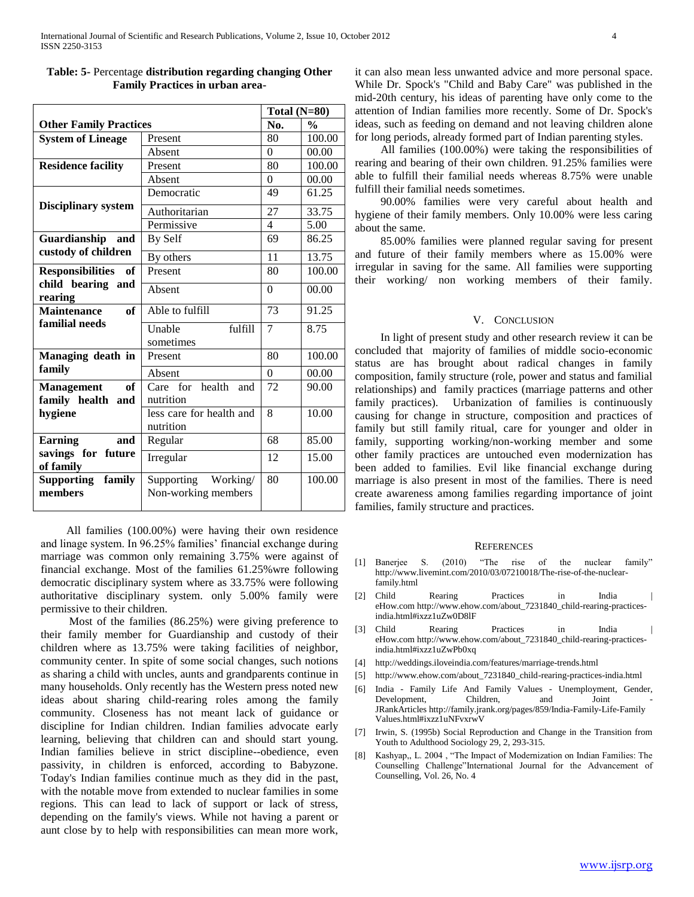**Table: 5**- Percentage **distribution regarding changing Other Family Practices in urban area**-

| Other Family Practices | | Total (N=80) | |
|---|---|---|---|
| | | No. | % |
| **System of Lineage** | Present | 80 | 100.00 |
| | Absent | 0 | 00.00 |
| **Residence facility** | Present | 80 | 100.00 |
| | Absent | 0 | 00.00 |
| **Disciplinary system** | Democratic | 49 | 61.25 |
| | Authoritarian | 27 | 33.75 |
| | Permissive | 4 | 5.00 |
| **Guardianship and custody of children** | By Self | 69 | 86.25 |
| | By others | 11 | 13.75 |
| **Responsibilities of child bearing and rearing** | Present | 80 | 100.00 |
| | Absent | 0 | 00.00 |
| **Maintenance of familial needs** | Able to fulfill | 73 | 91.25 |
| | Unable fulfill sometimes | 7 | 8.75 |
| **Managing death in family** | Present | 80 | 100.00 |
| | Absent | 0 | 00.00 |
| **Management of family health and hygiene** | Care for health and nutrition | 72 | 90.00 |
| | less care for health and nutrition | 8 | 10.00 |
| **Earning and savings for future of family** | Regular | 68 | 85.00 |
| | Irregular | 12 | 15.00 |
| **Supporting family members** | Supporting Working/ Non-working members | 80 | 100.00 |

All families (100.00%) were having their own residence and linage system. In 96.25% families' financial exchange during marriage was common only remaining 3.75% were against of financial exchange. Most of the families 61.25%wre following democratic disciplinary system where as 33.75% were following authoritative disciplinary system. only 5.00% family were permissive to their children.

Most of the families (86.25%) were giving preference to their family member for Guardianship and custody of their children where as 13.75% were taking facilities of neighbor, community center. In spite of some social changes, such notions as sharing a child with uncles, aunts and grandparents continue in many households. Only recently has the Western press noted new ideas about sharing child-rearing roles among the family community. Closeness has not meant lack of guidance or discipline for Indian children. Indian families advocate early learning, believing that children can and should start young. Indian families believe in strict discipline--obedience, even passivity, in children is enforced, according to Babyzone. Today's Indian families continue much as they did in the past, with the notable move from extended to nuclear families in some regions. This can lead to lack of support or lack of stress, depending on the family's views. While not having a parent or aunt close by to help with responsibilities can mean more work, it can also mean less unwanted advice and more personal space. While Dr. Spock's "Child and Baby Care" was published in the mid-20th century, his ideas of parenting have only come to the attention of Indian families more recently. Some of Dr. Spock's ideas, such as feeding on demand and not leaving children alone for long periods, already formed part of Indian parenting styles.

All families (100.00%) were taking the responsibilities of rearing and bearing of their own children. 91.25% families were able to fulfill their familial needs whereas 8.75% were unable fulfill their familial needs sometimes.

90.00% families were very careful about health and hygiene of their family members. Only 10.00% were less caring about the same.

85.00% families were planned regular saving for present and future of their family members where as 15.00% were irregular in saving for the same. All families were supporting their working/ non working members of their family.

## V. Conclusion

In light of present study and other research review it can be concluded that majority of families of middle socio-economic status are has brought about radical changes in family composition, family structure (role, power and status and familial relationships) and family practices (marriage patterns and other family practices). Urbanization of families is continuously causing for change in structure, composition and practices of family but still family ritual, care for younger and older in family, supporting working/non-working member and some other family practices are untouched even modernization has been added to families. Evil like financial exchange during marriage is also present in most of the families. There is need create awareness among families regarding importance of joint families, family structure and practices.

## References

[1] Banerjee S. (2010) "The rise of the nuclear family" http://www.livemint.com/2010/03/07210018/The-rise-of-the-nuclear-family.html

[2] Child Rearing Practices in India | eHow.com http://www.ehow.com/about_7231840_child-rearing-practices-india.html#ixzz1uZw0D8lF

[3] Child Rearing Practices in India | eHow.com http://www.ehow.com/about_7231840_child-rearing-practices-india.html#ixzz1uZwPb0xq

[4] http://weddings.iloveindia.com/features/marriage-trends.html

[5] http://www.ehow.com/about_7231840_child-rearing-practices-india.html

[6] India - Family Life And Family Values - Unemployment, Gender, Development, Children, and Joint - JRankArticles http://family.jrank.org/pages/859/India-Family-Life-Family Values.html#ixzz1uNFvxrwV

[7] Irwin, S. (1995b) Social Reproduction and Change in the Transition from Youth to Adulthood Sociology 29, 2, 293-315.

[8] Kashyap,, L. 2004 , "The Impact of Modernization on Indian Families: The Counselling Challenge"International Journal for the Advancement of Counselling, Vol. 26, No. 4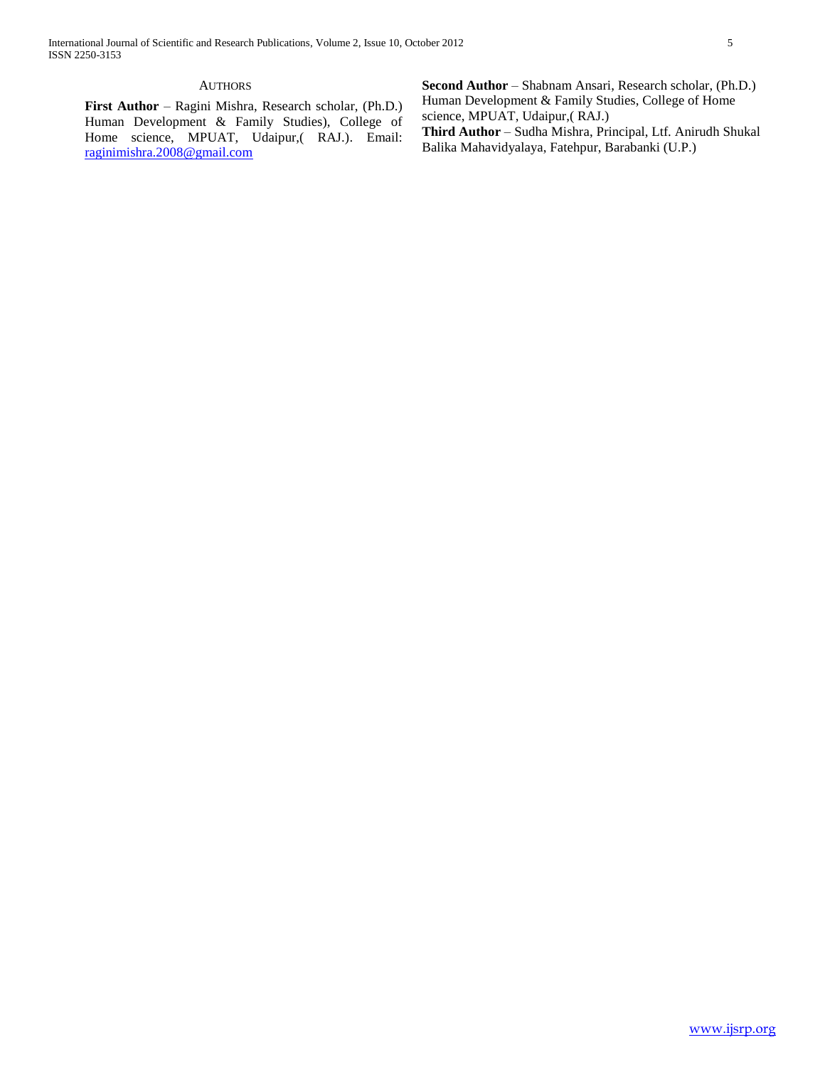## AUTHORS

**First Author** – Ragini Mishra, Research scholar, (Ph.D.) Human Development & Family Studies), College of Home science, MPUAT, Udaipur,( RAJ.). Email: raginimishra.2008@gmail.com

**Second Author** – Shabnam Ansari, Research scholar, (Ph.D.) Human Development & Family Studies, College of Home science, MPUAT, Udaipur,( RAJ.)

**Third Author** – Sudha Mishra, Principal, Ltf. Anirudh Shukal Balika Mahavidyalaya, Fatehpur, Barabanki (U.P.)